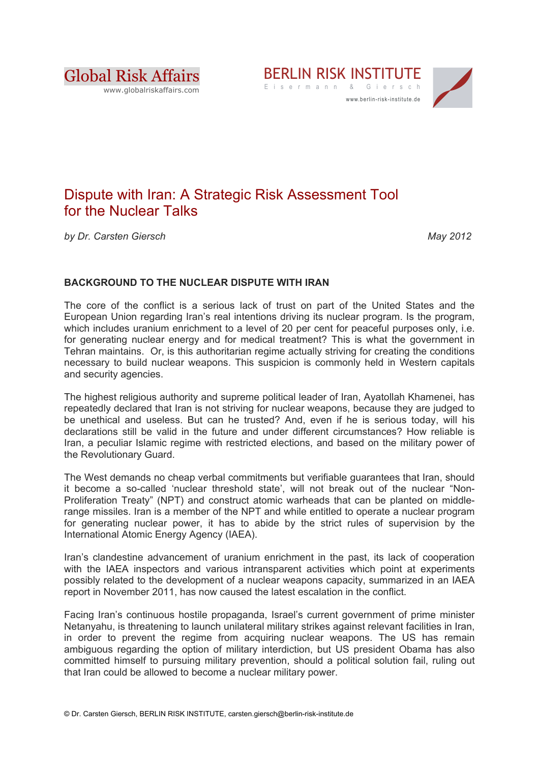Global Risk Affairs
www.globalriskaffairs.com

BERLIN RISK INSTITUTE
Eisermann & Giersch
www.berlin-risk-institute.de

# Dispute with Iran: A Strategic Risk Assessment Tool for the Nuclear Talks

*by Dr. Carsten Giersch* *May 2012*

## BACKGROUND TO THE NUCLEAR DISPUTE WITH IRAN

The core of the conflict is a serious lack of trust on part of the United States and the European Union regarding Iran's real intentions driving its nuclear program. Is the program, which includes uranium enrichment to a level of 20 per cent for peaceful purposes only, i.e. for generating nuclear energy and for medical treatment? This is what the government in Tehran maintains. Or, is this authoritarian regime actually striving for creating the conditions necessary to build nuclear weapons. This suspicion is commonly held in Western capitals and security agencies.

The highest religious authority and supreme political leader of Iran, Ayatollah Khamenei, has repeatedly declared that Iran is not striving for nuclear weapons, because they are judged to be unethical and useless. But can he trusted? And, even if he is serious today, will his declarations still be valid in the future and under different circumstances? How reliable is Iran, a peculiar Islamic regime with restricted elections, and based on the military power of the Revolutionary Guard.

The West demands no cheap verbal commitments but verifiable guarantees that Iran, should it become a so-called 'nuclear threshold state', will not break out of the nuclear "Non-Proliferation Treaty" (NPT) and construct atomic warheads that can be planted on middle-range missiles. Iran is a member of the NPT and while entitled to operate a nuclear program for generating nuclear power, it has to abide by the strict rules of supervision by the International Atomic Energy Agency (IAEA).

Iran's clandestine advancement of uranium enrichment in the past, its lack of cooperation with the IAEA inspectors and various intransparent activities which point at experiments possibly related to the development of a nuclear weapons capacity, summarized in an IAEA report in November 2011, has now caused the latest escalation in the conflict.

Facing Iran's continuous hostile propaganda, Israel's current government of prime minister Netanyahu, is threatening to launch unilateral military strikes against relevant facilities in Iran, in order to prevent the regime from acquiring nuclear weapons. The US has remain ambiguous regarding the option of military interdiction, but US president Obama has also committed himself to pursuing military prevention, should a political solution fail, ruling out that Iran could be allowed to become a nuclear military power.

© Dr. Carsten Giersch, BERLIN RISK INSTITUTE, carsten.giersch@berlin-risk-institute.de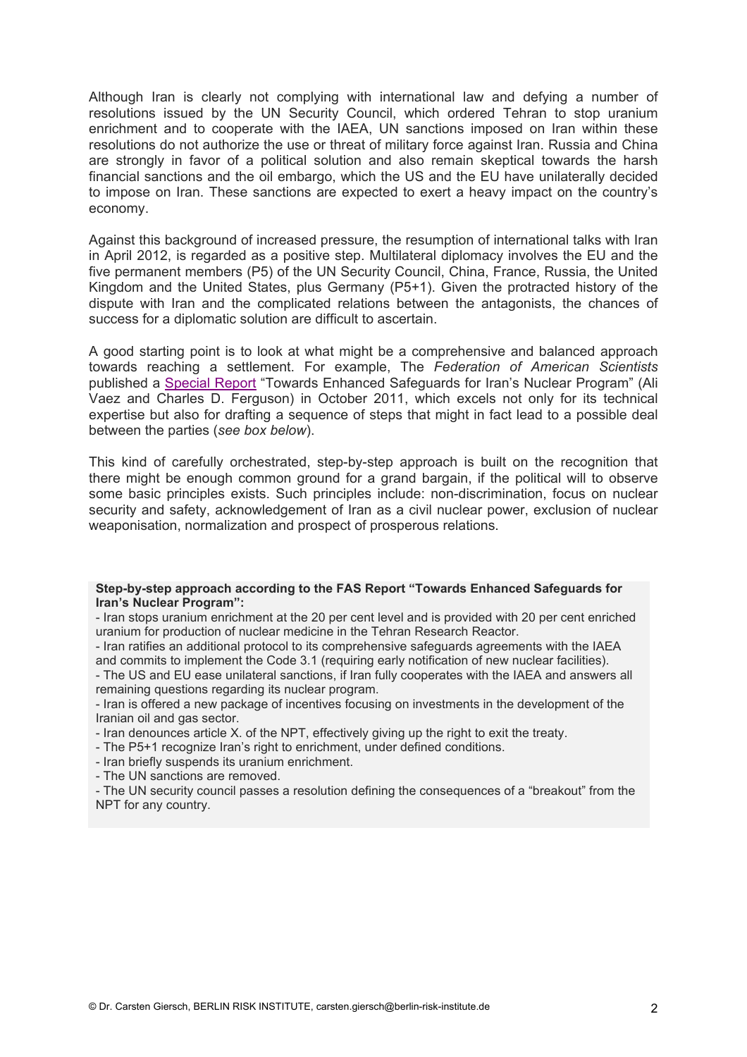Although Iran is clearly not complying with international law and defying a number of resolutions issued by the UN Security Council, which ordered Tehran to stop uranium enrichment and to cooperate with the IAEA, UN sanctions imposed on Iran within these resolutions do not authorize the use or threat of military force against Iran. Russia and China are strongly in favor of a political solution and also remain skeptical towards the harsh financial sanctions and the oil embargo, which the US and the EU have unilaterally decided to impose on Iran. These sanctions are expected to exert a heavy impact on the country's economy.

Against this background of increased pressure, the resumption of international talks with Iran in April 2012, is regarded as a positive step. Multilateral diplomacy involves the EU and the five permanent members (P5) of the UN Security Council, China, France, Russia, the United Kingdom and the United States, plus Germany (P5+1). Given the protracted history of the dispute with Iran and the complicated relations between the antagonists, the chances of success for a diplomatic solution are difficult to ascertain.

A good starting point is to look at what might be a comprehensive and balanced approach towards reaching a settlement. For example, The *Federation of American Scientists* published a Special Report "Towards Enhanced Safeguards for Iran's Nuclear Program" (Ali Vaez and Charles D. Ferguson) in October 2011, which excels not only for its technical expertise but also for drafting a sequence of steps that might in fact lead to a possible deal between the parties (*see box below*).

This kind of carefully orchestrated, step-by-step approach is built on the recognition that there might be enough common ground for a grand bargain, if the political will to observe some basic principles exists. Such principles include: non-discrimination, focus on nuclear security and safety, acknowledgement of Iran as a civil nuclear power, exclusion of nuclear weaponisation, normalization and prospect of prosperous relations.

**Step-by-step approach according to the FAS Report "Towards Enhanced Safeguards for Iran's Nuclear Program":**

- Iran stops uranium enrichment at the 20 per cent level and is provided with 20 per cent enriched uranium for production of nuclear medicine in the Tehran Research Reactor.
- Iran ratifies an additional protocol to its comprehensive safeguards agreements with the IAEA and commits to implement the Code 3.1 (requiring early notification of new nuclear facilities).
- The US and EU ease unilateral sanctions, if Iran fully cooperates with the IAEA and answers all remaining questions regarding its nuclear program.
- Iran is offered a new package of incentives focusing on investments in the development of the Iranian oil and gas sector.
- Iran denounces article X. of the NPT, effectively giving up the right to exit the treaty.
- The P5+1 recognize Iran's right to enrichment, under defined conditions.
- Iran briefly suspends its uranium enrichment.
- The UN sanctions are removed.
- The UN security council passes a resolution defining the consequences of a "breakout" from the NPT for any country.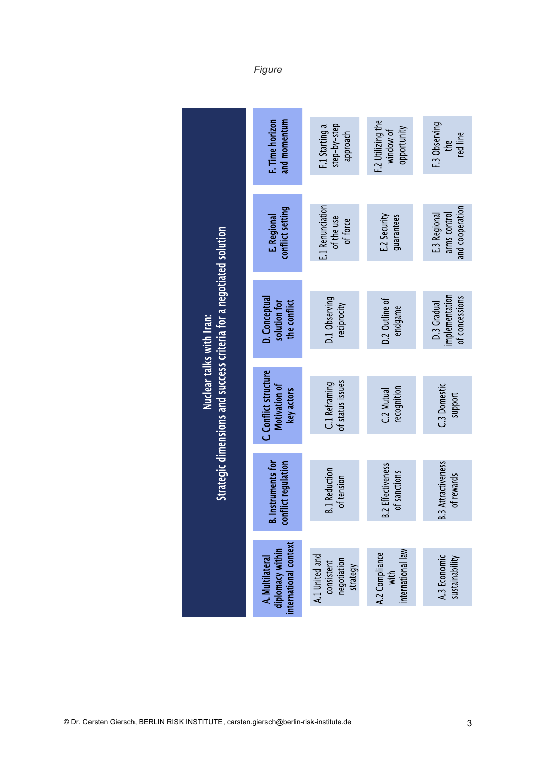*Figure*

**Nuclear talks with Iran: Strategic dimensions and success criteria for a negotiated solution**

| A. Multilateral diplomacy within international context | B. Instruments for conflict regulation | C. Conflict structure Motivation of key actors | D. Conceptual solution for the conflict | E. Regional conflict setting | F. Time horizon and momentum |
|---|---|---|---|---|---|
| A.1 United and consistent negotiation strategy | B.1 Reduction of tension | C.1 Reframing of status issues | D.1 Observing reciprocity | E.1 Renunciation of the use of force | F.1 Starting a step-by-step approach |
| A.2 Compliance with international law | B.2 Effectiveness of sanctions | C.2 Mutual recognition | D.2 Outline of endgame | E.2 Security guarantees | F.2 Utilizing the window of opportunity |
| A.3 Economic sustainability | B.3 Attractiveness of rewards | C.3 Domestic support | D.3 Gradual implementation of concessions | E.3 Regional arms control and cooperation | F.3 Observing the red line |

© Dr. Carsten Giersch, BERLIN RISK INSTITUTE, carsten.giersch@berlin-risk-institute.de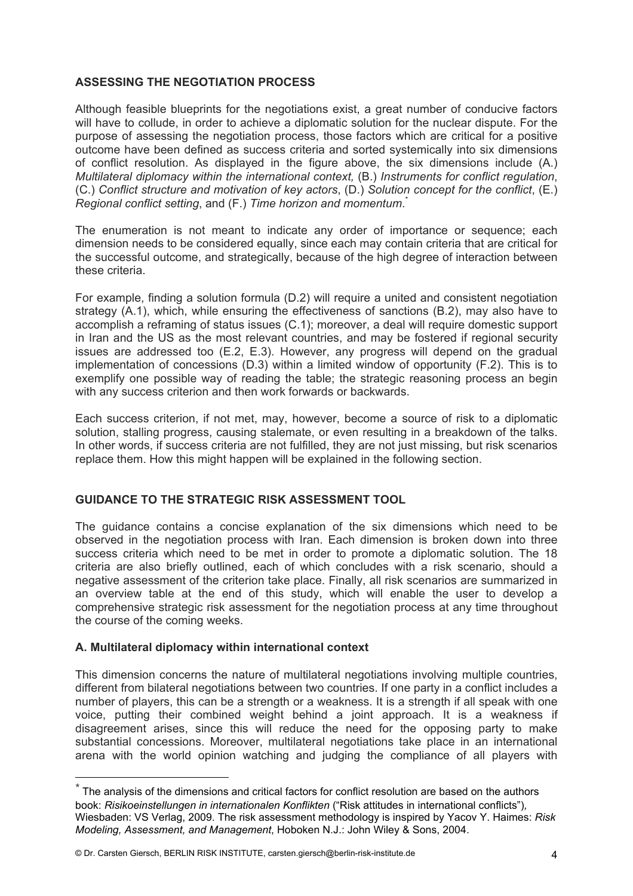## ASSESSING THE NEGOTIATION PROCESS

Although feasible blueprints for the negotiations exist, a great number of conducive factors will have to collude, in order to achieve a diplomatic solution for the nuclear dispute. For the purpose of assessing the negotiation process, those factors which are critical for a positive outcome have been defined as success criteria and sorted systemically into six dimensions of conflict resolution. As displayed in the figure above, the six dimensions include (A.) *Multilateral diplomacy within the international context,* (B.) *Instruments for conflict regulation*, (C.) *Conflict structure and motivation of key actors*, (D.) *Solution concept for the conflict*, (E.) *Regional conflict setting*, and (F.) *Time horizon and momentum*.*

The enumeration is not meant to indicate any order of importance or sequence; each dimension needs to be considered equally, since each may contain criteria that are critical for the successful outcome, and strategically, because of the high degree of interaction between these criteria.

For example, finding a solution formula (D.2) will require a united and consistent negotiation strategy (A.1), which, while ensuring the effectiveness of sanctions (B.2), may also have to accomplish a reframing of status issues (C.1); moreover, a deal will require domestic support in Iran and the US as the most relevant countries, and may be fostered if regional security issues are addressed too (E.2, E.3). However, any progress will depend on the gradual implementation of concessions (D.3) within a limited window of opportunity (F.2). This is to exemplify one possible way of reading the table; the strategic reasoning process an begin with any success criterion and then work forwards or backwards.

Each success criterion, if not met, may, however, become a source of risk to a diplomatic solution, stalling progress, causing stalemate, or even resulting in a breakdown of the talks. In other words, if success criteria are not fulfilled, they are not just missing, but risk scenarios replace them. How this might happen will be explained in the following section.

## GUIDANCE TO THE STRATEGIC RISK ASSESSMENT TOOL

The guidance contains a concise explanation of the six dimensions which need to be observed in the negotiation process with Iran. Each dimension is broken down into three success criteria which need to be met in order to promote a diplomatic solution. The 18 criteria are also briefly outlined, each of which concludes with a risk scenario, should a negative assessment of the criterion take place. Finally, all risk scenarios are summarized in an overview table at the end of this study, which will enable the user to develop a comprehensive strategic risk assessment for the negotiation process at any time throughout the course of the coming weeks.

### A. Multilateral diplomacy within international context

This dimension concerns the nature of multilateral negotiations involving multiple countries, different from bilateral negotiations between two countries. If one party in a conflict includes a number of players, this can be a strength or a weakness. It is a strength if all speak with one voice, putting their combined weight behind a joint approach. It is a weakness if disagreement arises, since this will reduce the need for the opposing party to make substantial concessions. Moreover, multilateral negotiations take place in an international arena with the world opinion watching and judging the compliance of all players with

* The analysis of the dimensions and critical factors for conflict resolution are based on the authors book: *Risikoeinstellungen in internationalen Konflikten* ("Risk attitudes in international conflicts"), Wiesbaden: VS Verlag, 2009. The risk assessment methodology is inspired by Yacov Y. Haimes: *Risk Modeling, Assessment, and Management*, Hoboken N.J.: John Wiley & Sons, 2004.

© Dr. Carsten Giersch, BERLIN RISK INSTITUTE, carsten.giersch@berlin-risk-institute.de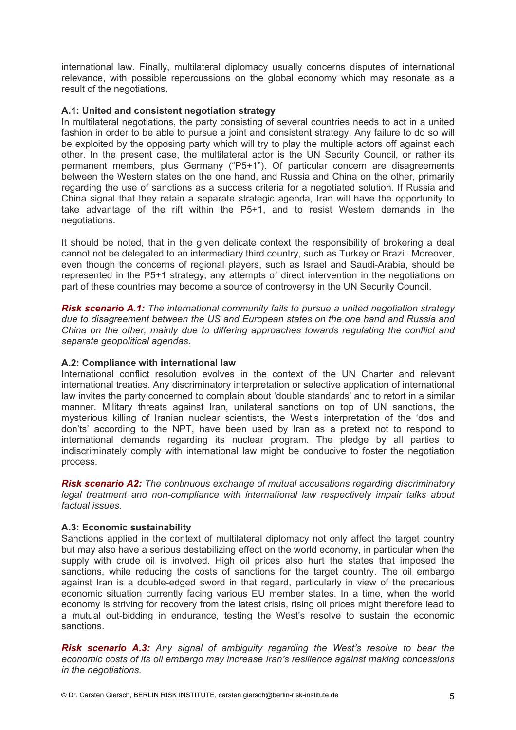international law. Finally, multilateral diplomacy usually concerns disputes of international relevance, with possible repercussions on the global economy which may resonate as a result of the negotiations.

### A.1: United and consistent negotiation strategy

In multilateral negotiations, the party consisting of several countries needs to act in a united fashion in order to be able to pursue a joint and consistent strategy. Any failure to do so will be exploited by the opposing party which will try to play the multiple actors off against each other. In the present case, the multilateral actor is the UN Security Council, or rather its permanent members, plus Germany ("P5+1"). Of particular concern are disagreements between the Western states on the one hand, and Russia and China on the other, primarily regarding the use of sanctions as a success criteria for a negotiated solution. If Russia and China signal that they retain a separate strategic agenda, Iran will have the opportunity to take advantage of the rift within the P5+1, and to resist Western demands in the negotiations.

It should be noted, that in the given delicate context the responsibility of brokering a deal cannot not be delegated to an intermediary third country, such as Turkey or Brazil. Moreover, even though the concerns of regional players, such as Israel and Saudi-Arabia, should be represented in the P5+1 strategy, any attempts of direct intervention in the negotiations on part of these countries may become a source of controversy in the UN Security Council.

***Risk scenario A.1:*** *The international community fails to pursue a united negotiation strategy due to disagreement between the US and European states on the one hand and Russia and China on the other, mainly due to differing approaches towards regulating the conflict and separate geopolitical agendas.*

### A.2: Compliance with international law

International conflict resolution evolves in the context of the UN Charter and relevant international treaties. Any discriminatory interpretation or selective application of international law invites the party concerned to complain about 'double standards' and to retort in a similar manner. Military threats against Iran, unilateral sanctions on top of UN sanctions, the mysterious killing of Iranian nuclear scientists, the West's interpretation of the 'dos and don'ts' according to the NPT, have been used by Iran as a pretext not to respond to international demands regarding its nuclear program. The pledge by all parties to indiscriminately comply with international law might be conducive to foster the negotiation process.

***Risk scenario A2:*** *The continuous exchange of mutual accusations regarding discriminatory legal treatment and non-compliance with international law respectively impair talks about factual issues.*

### A.3: Economic sustainability

Sanctions applied in the context of multilateral diplomacy not only affect the target country but may also have a serious destabilizing effect on the world economy, in particular when the supply with crude oil is involved. High oil prices also hurt the states that imposed the sanctions, while reducing the costs of sanctions for the target country. The oil embargo against Iran is a double-edged sword in that regard, particularly in view of the precarious economic situation currently facing various EU member states. In a time, when the world economy is striving for recovery from the latest crisis, rising oil prices might therefore lead to a mutual out-bidding in endurance, testing the West's resolve to sustain the economic sanctions.

***Risk scenario A.3:*** *Any signal of ambiguity regarding the West's resolve to bear the economic costs of its oil embargo may increase Iran's resilience against making concessions in the negotiations.*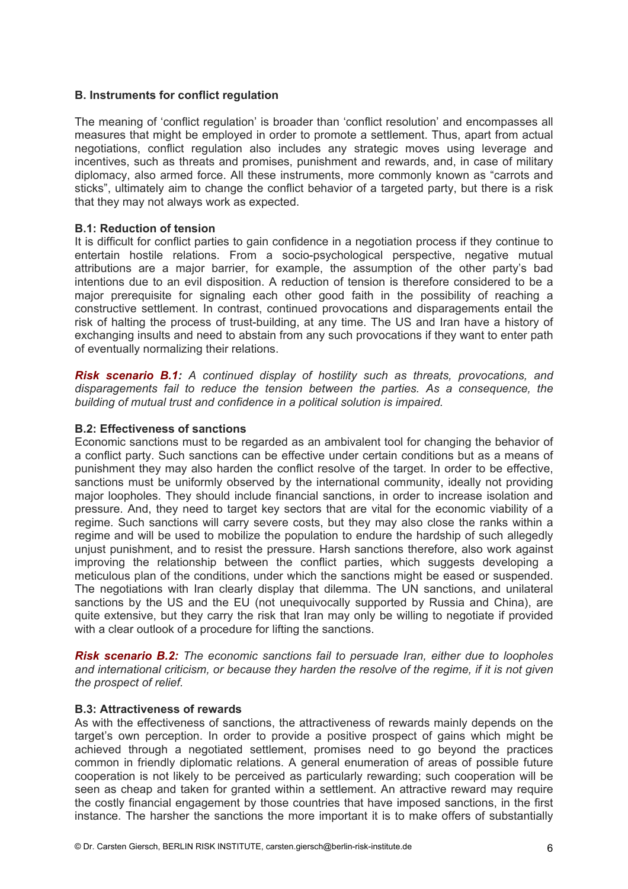## B. Instruments for conflict regulation

The meaning of 'conflict regulation' is broader than 'conflict resolution' and encompasses all measures that might be employed in order to promote a settlement. Thus, apart from actual negotiations, conflict regulation also includes any strategic moves using leverage and incentives, such as threats and promises, punishment and rewards, and, in case of military diplomacy, also armed force. All these instruments, more commonly known as "carrots and sticks", ultimately aim to change the conflict behavior of a targeted party, but there is a risk that they may not always work as expected.

### B.1: Reduction of tension

It is difficult for conflict parties to gain confidence in a negotiation process if they continue to entertain hostile relations. From a socio-psychological perspective, negative mutual attributions are a major barrier, for example, the assumption of the other party's bad intentions due to an evil disposition. A reduction of tension is therefore considered to be a major prerequisite for signaling each other good faith in the possibility of reaching a constructive settlement. In contrast, continued provocations and disparagements entail the risk of halting the process of trust-building, at any time. The US and Iran have a history of exchanging insults and need to abstain from any such provocations if they want to enter path of eventually normalizing their relations.

***Risk scenario B.1:*** *A continued display of hostility such as threats, provocations, and disparagements fail to reduce the tension between the parties. As a consequence, the building of mutual trust and confidence in a political solution is impaired.*

### B.2: Effectiveness of sanctions

Economic sanctions must to be regarded as an ambivalent tool for changing the behavior of a conflict party. Such sanctions can be effective under certain conditions but as a means of punishment they may also harden the conflict resolve of the target. In order to be effective, sanctions must be uniformly observed by the international community, ideally not providing major loopholes. They should include financial sanctions, in order to increase isolation and pressure. And, they need to target key sectors that are vital for the economic viability of a regime. Such sanctions will carry severe costs, but they may also close the ranks within a regime and will be used to mobilize the population to endure the hardship of such allegedly unjust punishment, and to resist the pressure. Harsh sanctions therefore, also work against improving the relationship between the conflict parties, which suggests developing a meticulous plan of the conditions, under which the sanctions might be eased or suspended. The negotiations with Iran clearly display that dilemma. The UN sanctions, and unilateral sanctions by the US and the EU (not unequivocally supported by Russia and China), are quite extensive, but they carry the risk that Iran may only be willing to negotiate if provided with a clear outlook of a procedure for lifting the sanctions.

***Risk scenario B.2:*** *The economic sanctions fail to persuade Iran, either due to loopholes and international criticism, or because they harden the resolve of the regime, if it is not given the prospect of relief.*

### B.3: Attractiveness of rewards

As with the effectiveness of sanctions, the attractiveness of rewards mainly depends on the target's own perception. In order to provide a positive prospect of gains which might be achieved through a negotiated settlement, promises need to go beyond the practices common in friendly diplomatic relations. A general enumeration of areas of possible future cooperation is not likely to be perceived as particularly rewarding; such cooperation will be seen as cheap and taken for granted within a settlement. An attractive reward may require the costly financial engagement by those countries that have imposed sanctions, in the first instance. The harsher the sanctions the more important it is to make offers of substantially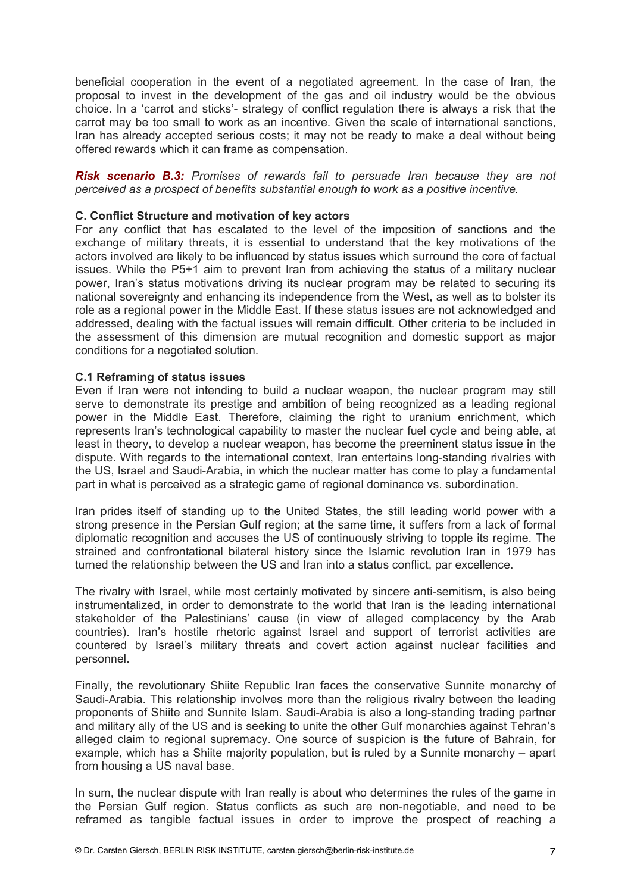beneficial cooperation in the event of a negotiated agreement. In the case of Iran, the proposal to invest in the development of the gas and oil industry would be the obvious choice. In a 'carrot and sticks'- strategy of conflict regulation there is always a risk that the carrot may be too small to work as an incentive. Given the scale of international sanctions, Iran has already accepted serious costs; it may not be ready to make a deal without being offered rewards which it can frame as compensation.

***Risk scenario B.3:*** *Promises of rewards fail to persuade Iran because they are not perceived as a prospect of benefits substantial enough to work as a positive incentive.*

### C. Conflict Structure and motivation of key actors

For any conflict that has escalated to the level of the imposition of sanctions and the exchange of military threats, it is essential to understand that the key motivations of the actors involved are likely to be influenced by status issues which surround the core of factual issues. While the P5+1 aim to prevent Iran from achieving the status of a military nuclear power, Iran's status motivations driving its nuclear program may be related to securing its national sovereignty and enhancing its independence from the West, as well as to bolster its role as a regional power in the Middle East. If these status issues are not acknowledged and addressed, dealing with the factual issues will remain difficult. Other criteria to be included in the assessment of this dimension are mutual recognition and domestic support as major conditions for a negotiated solution.

#### C.1 Reframing of status issues

Even if Iran were not intending to build a nuclear weapon, the nuclear program may still serve to demonstrate its prestige and ambition of being recognized as a leading regional power in the Middle East. Therefore, claiming the right to uranium enrichment, which represents Iran's technological capability to master the nuclear fuel cycle and being able, at least in theory, to develop a nuclear weapon, has become the preeminent status issue in the dispute. With regards to the international context, Iran entertains long-standing rivalries with the US, Israel and Saudi-Arabia, in which the nuclear matter has come to play a fundamental part in what is perceived as a strategic game of regional dominance vs. subordination.

Iran prides itself of standing up to the United States, the still leading world power with a strong presence in the Persian Gulf region; at the same time, it suffers from a lack of formal diplomatic recognition and accuses the US of continuously striving to topple its regime. The strained and confrontational bilateral history since the Islamic revolution Iran in 1979 has turned the relationship between the US and Iran into a status conflict, par excellence.

The rivalry with Israel, while most certainly motivated by sincere anti-semitism, is also being instrumentalized, in order to demonstrate to the world that Iran is the leading international stakeholder of the Palestinians' cause (in view of alleged complacency by the Arab countries). Iran's hostile rhetoric against Israel and support of terrorist activities are countered by Israel's military threats and covert action against nuclear facilities and personnel.

Finally, the revolutionary Shiite Republic Iran faces the conservative Sunnite monarchy of Saudi-Arabia. This relationship involves more than the religious rivalry between the leading proponents of Shiite and Sunnite Islam. Saudi-Arabia is also a long-standing trading partner and military ally of the US and is seeking to unite the other Gulf monarchies against Tehran's alleged claim to regional supremacy. One source of suspicion is the future of Bahrain, for example, which has a Shiite majority population, but is ruled by a Sunnite monarchy – apart from housing a US naval base.

In sum, the nuclear dispute with Iran really is about who determines the rules of the game in the Persian Gulf region. Status conflicts as such are non-negotiable, and need to be reframed as tangible factual issues in order to improve the prospect of reaching a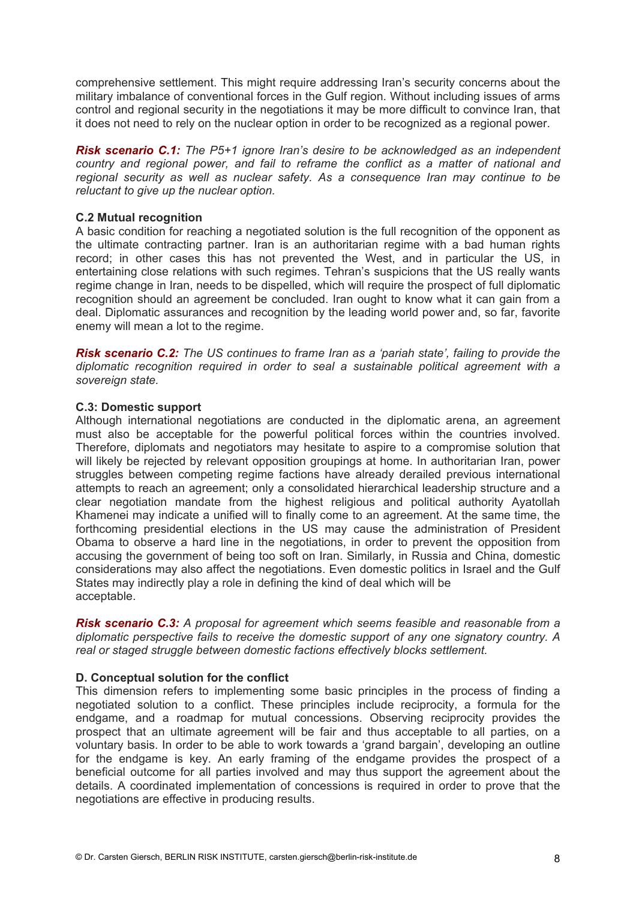comprehensive settlement. This might require addressing Iran's security concerns about the military imbalance of conventional forces in the Gulf region. Without including issues of arms control and regional security in the negotiations it may be more difficult to convince Iran, that it does not need to rely on the nuclear option in order to be recognized as a regional power.

***Risk scenario C.1:*** *The P5+1 ignore Iran's desire to be acknowledged as an independent country and regional power, and fail to reframe the conflict as a matter of national and regional security as well as nuclear safety. As a consequence Iran may continue to be reluctant to give up the nuclear option.*

**C.2 Mutual recognition**

A basic condition for reaching a negotiated solution is the full recognition of the opponent as the ultimate contracting partner. Iran is an authoritarian regime with a bad human rights record; in other cases this has not prevented the West, and in particular the US, in entertaining close relations with such regimes. Tehran's suspicions that the US really wants regime change in Iran, needs to be dispelled, which will require the prospect of full diplomatic recognition should an agreement be concluded. Iran ought to know what it can gain from a deal. Diplomatic assurances and recognition by the leading world power and, so far, favorite enemy will mean a lot to the regime.

***Risk scenario C.2:*** *The US continues to frame Iran as a 'pariah state', failing to provide the diplomatic recognition required in order to seal a sustainable political agreement with a sovereign state.*

**C.3: Domestic support**

Although international negotiations are conducted in the diplomatic arena, an agreement must also be acceptable for the powerful political forces within the countries involved. Therefore, diplomats and negotiators may hesitate to aspire to a compromise solution that will likely be rejected by relevant opposition groupings at home. In authoritarian Iran, power struggles between competing regime factions have already derailed previous international attempts to reach an agreement; only a consolidated hierarchical leadership structure and a clear negotiation mandate from the highest religious and political authority Ayatollah Khamenei may indicate a unified will to finally come to an agreement. At the same time, the forthcoming presidential elections in the US may cause the administration of President Obama to observe a hard line in the negotiations, in order to prevent the opposition from accusing the government of being too soft on Iran. Similarly, in Russia and China, domestic considerations may also affect the negotiations. Even domestic politics in Israel and the Gulf States may indirectly play a role in defining the kind of deal which will be acceptable.

***Risk scenario C.3:*** *A proposal for agreement which seems feasible and reasonable from a diplomatic perspective fails to receive the domestic support of any one signatory country. A real or staged struggle between domestic factions effectively blocks settlement.*

**D. Conceptual solution for the conflict**

This dimension refers to implementing some basic principles in the process of finding a negotiated solution to a conflict. These principles include reciprocity, a formula for the endgame, and a roadmap for mutual concessions. Observing reciprocity provides the prospect that an ultimate agreement will be fair and thus acceptable to all parties, on a voluntary basis. In order to be able to work towards a 'grand bargain', developing an outline for the endgame is key. An early framing of the endgame provides the prospect of a beneficial outcome for all parties involved and may thus support the agreement about the details. A coordinated implementation of concessions is required in order to prove that the negotiations are effective in producing results.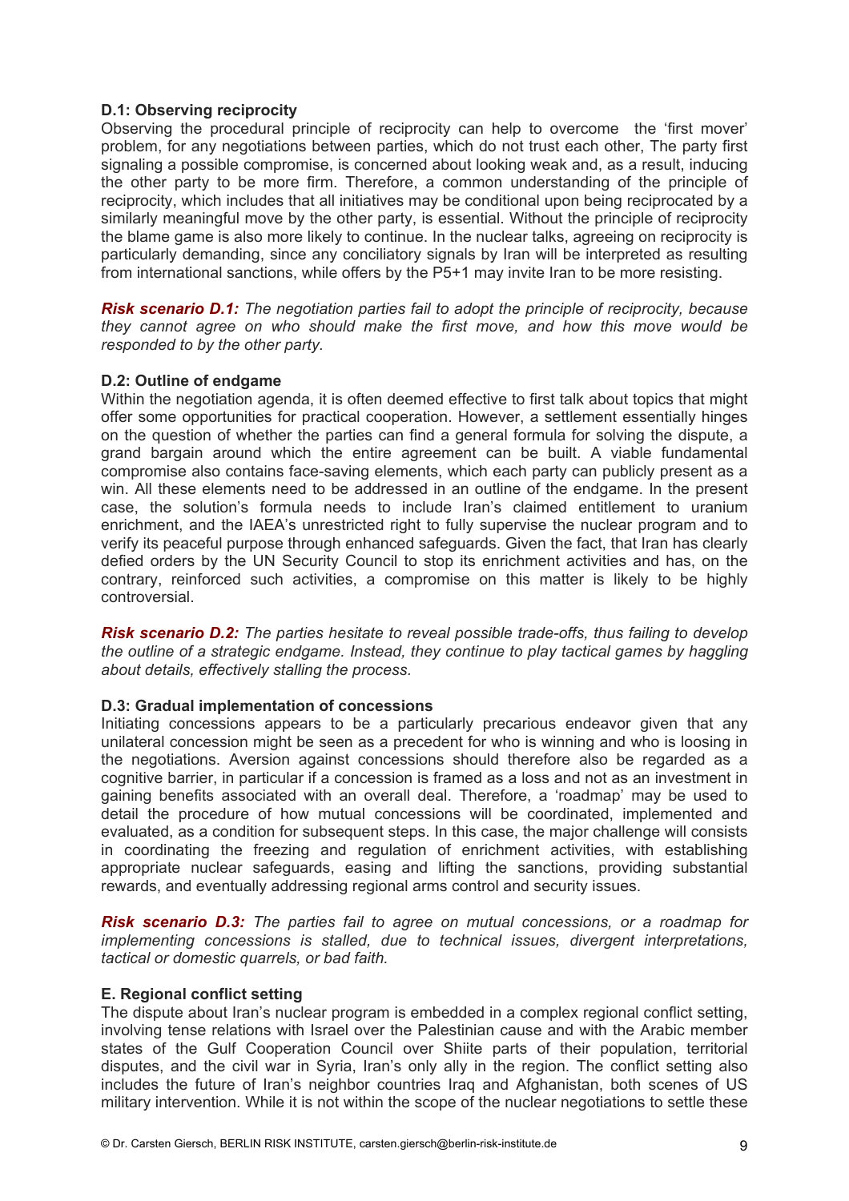### D.1: Observing reciprocity

Observing the procedural principle of reciprocity can help to overcome the 'first mover' problem, for any negotiations between parties, which do not trust each other, The party first signaling a possible compromise, is concerned about looking weak and, as a result, inducing the other party to be more firm. Therefore, a common understanding of the principle of reciprocity, which includes that all initiatives may be conditional upon being reciprocated by a similarly meaningful move by the other party, is essential. Without the principle of reciprocity the blame game is also more likely to continue. In the nuclear talks, agreeing on reciprocity is particularly demanding, since any conciliatory signals by Iran will be interpreted as resulting from international sanctions, while offers by the P5+1 may invite Iran to be more resisting.

***Risk scenario D.1:*** *The negotiation parties fail to adopt the principle of reciprocity, because they cannot agree on who should make the first move, and how this move would be responded to by the other party.*

### D.2: Outline of endgame

Within the negotiation agenda, it is often deemed effective to first talk about topics that might offer some opportunities for practical cooperation. However, a settlement essentially hinges on the question of whether the parties can find a general formula for solving the dispute, a grand bargain around which the entire agreement can be built. A viable fundamental compromise also contains face-saving elements, which each party can publicly present as a win. All these elements need to be addressed in an outline of the endgame. In the present case, the solution's formula needs to include Iran's claimed entitlement to uranium enrichment, and the IAEA's unrestricted right to fully supervise the nuclear program and to verify its peaceful purpose through enhanced safeguards. Given the fact, that Iran has clearly defied orders by the UN Security Council to stop its enrichment activities and has, on the contrary, reinforced such activities, a compromise on this matter is likely to be highly controversial.

***Risk scenario D.2:*** *The parties hesitate to reveal possible trade-offs, thus failing to develop the outline of a strategic endgame. Instead, they continue to play tactical games by haggling about details, effectively stalling the process.*

### D.3: Gradual implementation of concessions

Initiating concessions appears to be a particularly precarious endeavor given that any unilateral concession might be seen as a precedent for who is winning and who is loosing in the negotiations. Aversion against concessions should therefore also be regarded as a cognitive barrier, in particular if a concession is framed as a loss and not as an investment in gaining benefits associated with an overall deal. Therefore, a 'roadmap' may be used to detail the procedure of how mutual concessions will be coordinated, implemented and evaluated, as a condition for subsequent steps. In this case, the major challenge will consists in coordinating the freezing and regulation of enrichment activities, with establishing appropriate nuclear safeguards, easing and lifting the sanctions, providing substantial rewards, and eventually addressing regional arms control and security issues.

***Risk scenario D.3:*** *The parties fail to agree on mutual concessions, or a roadmap for implementing concessions is stalled, due to technical issues, divergent interpretations, tactical or domestic quarrels, or bad faith.*

## E. Regional conflict setting

The dispute about Iran's nuclear program is embedded in a complex regional conflict setting, involving tense relations with Israel over the Palestinian cause and with the Arabic member states of the Gulf Cooperation Council over Shiite parts of their population, territorial disputes, and the civil war in Syria, Iran's only ally in the region. The conflict setting also includes the future of Iran's neighbor countries Iraq and Afghanistan, both scenes of US military intervention. While it is not within the scope of the nuclear negotiations to settle these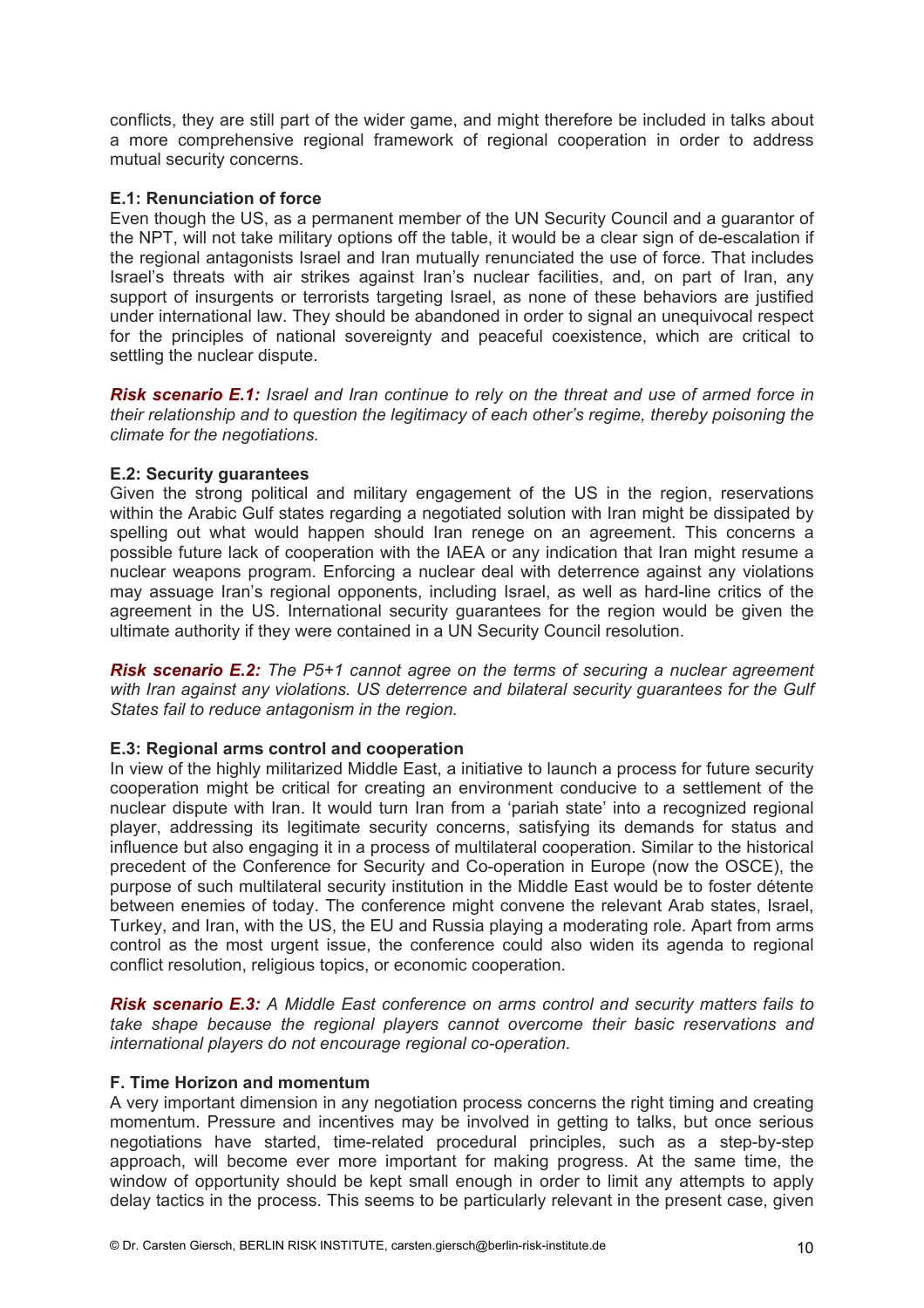conflicts, they are still part of the wider game, and might therefore be included in talks about a more comprehensive regional framework of regional cooperation in order to address mutual security concerns.

**E.1: Renunciation of force**
Even though the US, as a permanent member of the UN Security Council and a guarantor of the NPT, will not take military options off the table, it would be a clear sign of de-escalation if the regional antagonists Israel and Iran mutually renunciated the use of force. That includes Israel's threats with air strikes against Iran's nuclear facilities, and, on part of Iran, any support of insurgents or terrorists targeting Israel, as none of these behaviors are justified under international law. They should be abandoned in order to signal an unequivocal respect for the principles of national sovereignty and peaceful coexistence, which are critical to settling the nuclear dispute.

***Risk scenario E.1:*** *Israel and Iran continue to rely on the threat and use of armed force in their relationship and to question the legitimacy of each other's regime, thereby poisoning the climate for the negotiations.*

**E.2: Security guarantees**
Given the strong political and military engagement of the US in the region, reservations within the Arabic Gulf states regarding a negotiated solution with Iran might be dissipated by spelling out what would happen should Iran renege on an agreement. This concerns a possible future lack of cooperation with the IAEA or any indication that Iran might resume a nuclear weapons program. Enforcing a nuclear deal with deterrence against any violations may assuage Iran's regional opponents, including Israel, as well as hard-line critics of the agreement in the US. International security guarantees for the region would be given the ultimate authority if they were contained in a UN Security Council resolution.

***Risk scenario E.2:*** *The P5+1 cannot agree on the terms of securing a nuclear agreement with Iran against any violations. US deterrence and bilateral security guarantees for the Gulf States fail to reduce antagonism in the region.*

**E.3: Regional arms control and cooperation**
In view of the highly militarized Middle East, a initiative to launch a process for future security cooperation might be critical for creating an environment conducive to a settlement of the nuclear dispute with Iran. It would turn Iran from a 'pariah state' into a recognized regional player, addressing its legitimate security concerns, satisfying its demands for status and influence but also engaging it in a process of multilateral cooperation. Similar to the historical precedent of the Conference for Security and Co-operation in Europe (now the OSCE), the purpose of such multilateral security institution in the Middle East would be to foster détente between enemies of today. The conference might convene the relevant Arab states, Israel, Turkey, and Iran, with the US, the EU and Russia playing a moderating role. Apart from arms control as the most urgent issue, the conference could also widen its agenda to regional conflict resolution, religious topics, or economic cooperation.

***Risk scenario E.3:*** *A Middle East conference on arms control and security matters fails to take shape because the regional players cannot overcome their basic reservations and international players do not encourage regional co-operation.*

**F. Time Horizon and momentum**
A very important dimension in any negotiation process concerns the right timing and creating momentum. Pressure and incentives may be involved in getting to talks, but once serious negotiations have started, time-related procedural principles, such as a step-by-step approach, will become ever more important for making progress. At the same time, the window of opportunity should be kept small enough in order to limit any attempts to apply delay tactics in the process. This seems to be particularly relevant in the present case, given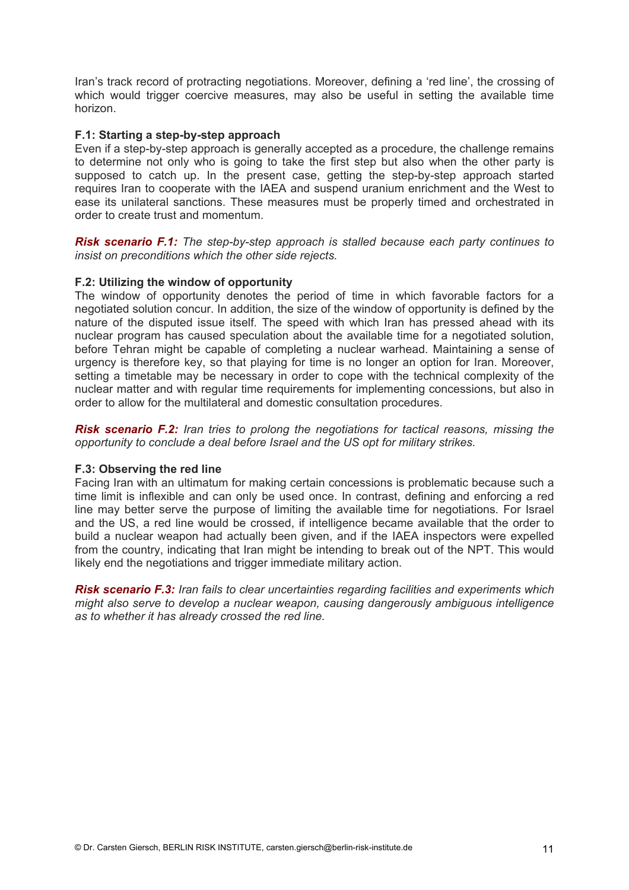Iran's track record of protracting negotiations. Moreover, defining a 'red line', the crossing of which would trigger coercive measures, may also be useful in setting the available time horizon.

**F.1: Starting a step-by-step approach**

Even if a step-by-step approach is generally accepted as a procedure, the challenge remains to determine not only who is going to take the first step but also when the other party is supposed to catch up. In the present case, getting the step-by-step approach started requires Iran to cooperate with the IAEA and suspend uranium enrichment and the West to ease its unilateral sanctions. These measures must be properly timed and orchestrated in order to create trust and momentum.

***Risk scenario F.1:*** *The step-by-step approach is stalled because each party continues to insist on preconditions which the other side rejects.*

**F.2: Utilizing the window of opportunity**

The window of opportunity denotes the period of time in which favorable factors for a negotiated solution concur. In addition, the size of the window of opportunity is defined by the nature of the disputed issue itself. The speed with which Iran has pressed ahead with its nuclear program has caused speculation about the available time for a negotiated solution, before Tehran might be capable of completing a nuclear warhead. Maintaining a sense of urgency is therefore key, so that playing for time is no longer an option for Iran. Moreover, setting a timetable may be necessary in order to cope with the technical complexity of the nuclear matter and with regular time requirements for implementing concessions, but also in order to allow for the multilateral and domestic consultation procedures.

***Risk scenario F.2:*** *Iran tries to prolong the negotiations for tactical reasons, missing the opportunity to conclude a deal before Israel and the US opt for military strikes.*

**F.3: Observing the red line**

Facing Iran with an ultimatum for making certain concessions is problematic because such a time limit is inflexible and can only be used once. In contrast, defining and enforcing a red line may better serve the purpose of limiting the available time for negotiations. For Israel and the US, a red line would be crossed, if intelligence became available that the order to build a nuclear weapon had actually been given, and if the IAEA inspectors were expelled from the country, indicating that Iran might be intending to break out of the NPT. This would likely end the negotiations and trigger immediate military action.

***Risk scenario F.3:*** *Iran fails to clear uncertainties regarding facilities and experiments which might also serve to develop a nuclear weapon, causing dangerously ambiguous intelligence as to whether it has already crossed the red line.*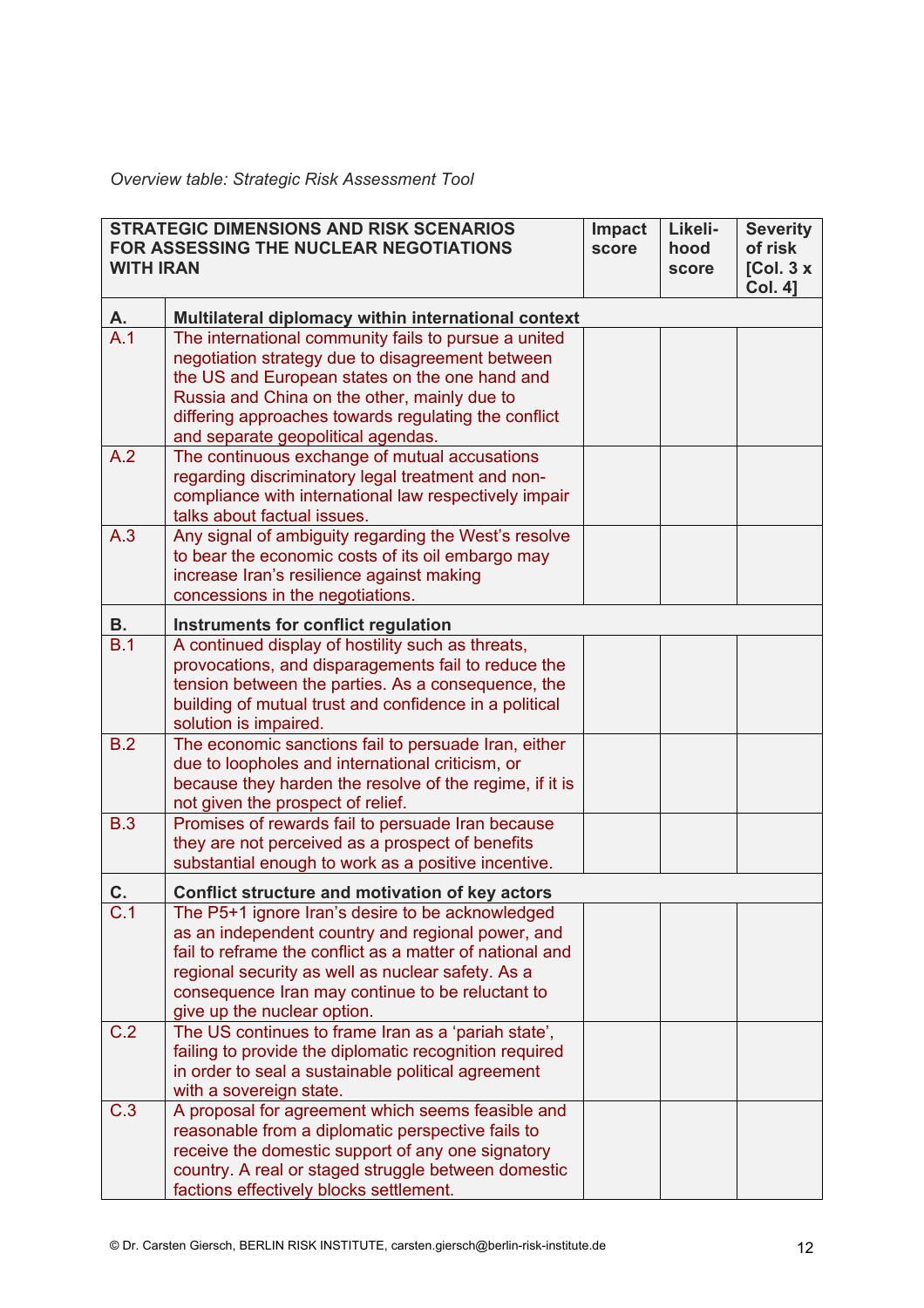*Overview table: Strategic Risk Assessment Tool*

| STRATEGIC DIMENSIONS AND RISK SCENARIOS FOR ASSESSING THE NUCLEAR NEGOTIATIONS WITH IRAN | | Impact score | Likeli-hood score | Severity of risk [Col. 3 x Col. 4] |
|---|---|---|---|---|
| **A.** | **Multilateral diplomacy within international context** | | | |
| A.1 | The international community fails to pursue a united negotiation strategy due to disagreement between the US and European states on the one hand and Russia and China on the other, mainly due to differing approaches towards regulating the conflict and separate geopolitical agendas. | | | |
| A.2 | The continuous exchange of mutual accusations regarding discriminatory legal treatment and non-compliance with international law respectively impair talks about factual issues. | | | |
| A.3 | Any signal of ambiguity regarding the West's resolve to bear the economic costs of its oil embargo may increase Iran's resilience against making concessions in the negotiations. | | | |
| **B.** | **Instruments for conflict regulation** | | | |
| B.1 | A continued display of hostility such as threats, provocations, and disparagements fail to reduce the tension between the parties. As a consequence, the building of mutual trust and confidence in a political solution is impaired. | | | |
| B.2 | The economic sanctions fail to persuade Iran, either due to loopholes and international criticism, or because they harden the resolve of the regime, if it is not given the prospect of relief. | | | |
| B.3 | Promises of rewards fail to persuade Iran because they are not perceived as a prospect of benefits substantial enough to work as a positive incentive. | | | |
| **C.** | **Conflict structure and motivation of key actors** | | | |
| C.1 | The P5+1 ignore Iran's desire to be acknowledged as an independent country and regional power, and fail to reframe the conflict as a matter of national and regional security as well as nuclear safety. As a consequence Iran may continue to be reluctant to give up the nuclear option. | | | |
| C.2 | The US continues to frame Iran as a 'pariah state', failing to provide the diplomatic recognition required in order to seal a sustainable political agreement with a sovereign state. | | | |
| C.3 | A proposal for agreement which seems feasible and reasonable from a diplomatic perspective fails to receive the domestic support of any one signatory country. A real or staged struggle between domestic factions effectively blocks settlement. | | | |

© Dr. Carsten Giersch, BERLIN RISK INSTITUTE, carsten.giersch@berlin-risk-institute.de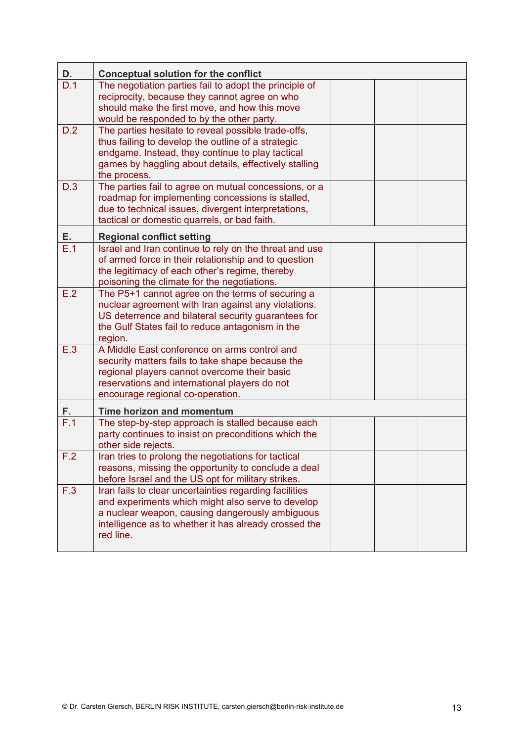| | | | | |
|---|---|---|---|---|
| **D.** | **Conceptual solution for the conflict** | | | |
| D.1 | The negotiation parties fail to adopt the principle of reciprocity, because they cannot agree on who should make the first move, and how this move would be responded to by the other party. | | | |
| D.2 | The parties hesitate to reveal possible trade-offs, thus failing to develop the outline of a strategic endgame. Instead, they continue to play tactical games by haggling about details, effectively stalling the process. | | | |
| D.3 | The parties fail to agree on mutual concessions, or a roadmap for implementing concessions is stalled, due to technical issues, divergent interpretations, tactical or domestic quarrels, or bad faith. | | | |
| **E.** | **Regional conflict setting** | | | |
| E.1 | Israel and Iran continue to rely on the threat and use of armed force in their relationship and to question the legitimacy of each other's regime, thereby poisoning the climate for the negotiations. | | | |
| E.2 | The P5+1 cannot agree on the terms of securing a nuclear agreement with Iran against any violations. US deterrence and bilateral security guarantees for the Gulf States fail to reduce antagonism in the region. | | | |
| E.3 | A Middle East conference on arms control and security matters fails to take shape because the regional players cannot overcome their basic reservations and international players do not encourage regional co-operation. | | | |
| **F.** | **Time horizon and momentum** | | | |
| F.1 | The step-by-step approach is stalled because each party continues to insist on preconditions which the other side rejects. | | | |
| F.2 | Iran tries to prolong the negotiations for tactical reasons, missing the opportunity to conclude a deal before Israel and the US opt for military strikes. | | | |
| F.3 | Iran fails to clear uncertainties regarding facilities and experiments which might also serve to develop a nuclear weapon, causing dangerously ambiguous intelligence as to whether it has already crossed the red line. | | | |

© Dr. Carsten Giersch, BERLIN RISK INSTITUTE, carsten.giersch@berlin-risk-institute.de